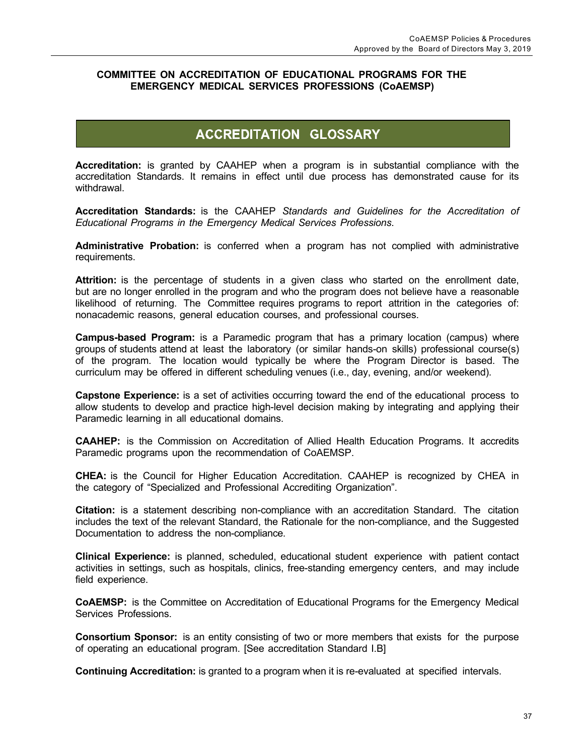**COMMITTEE ON ACCREDITATION OF EDUCATIONAL PROGRAMS FOR THE EMERGENCY MEDICAL SERVICES PROFESSIONS (CoAEMSP)**

# ACCREDITATION GLOSSARY

**Accreditation:** is granted by CAAHEP when a program is in substantial compliance with the accreditation Standards. It remains in effect until due process has demonstrated cause for its withdrawal.

**Accreditation Standards:** is the CAAHEP *Standards and Guidelines for the Accreditation of Educational Programs in the Emergency Medical Services Professions*.

**Administrative Probation:** is conferred when a program has not complied with administrative requirements.

**Attrition:** is the percentage of students in a given class who started on the enrollment date, but are no longer enrolled in the program and who the program does not believe have a reasonable likelihood of returning. The Committee requires programs to report attrition in the categories of: nonacademic reasons, general education courses, and professional courses.

**Campus-based Program:** is a Paramedic program that has a primary location (campus) where groups of students attend at least the laboratory (or similar hands-on skills) professional course(s) of the program. The location would typically be where the Program Director is based. The curriculum may be offered in different scheduling venues (i.e., day, evening, and/or weekend).

**Capstone Experience:** is a set of activities occurring toward the end of the educational process to allow students to develop and practice high-level decision making by integrating and applying their Paramedic learning in all educational domains.

**CAAHEP:** is the Commission on Accreditation of Allied Health Education Programs. It accredits Paramedic programs upon the recommendation of CoAEMSP.

**CHEA:** is the Council for Higher Education Accreditation. CAAHEP is recognized by CHEA in the category of "Specialized and Professional Accrediting Organization".

**Citation:** is a statement describing non-compliance with an accreditation Standard. The citation includes the text of the relevant Standard, the Rationale for the non-compliance, and the Suggested Documentation to address the non-compliance.

**Clinical Experience:** is planned, scheduled, educational student experience with patient contact activities in settings, such as hospitals, clinics, free-standing emergency centers, and may include field experience.

**CoAEMSP:** is the Committee on Accreditation of Educational Programs for the Emergency Medical Services Professions.

**Consortium Sponsor:** is an entity consisting of two or more members that exists for the purpose of operating an educational program. [See accreditation Standard I.B]

**Continuing Accreditation:** is granted to a program when it is re-evaluated at specified intervals.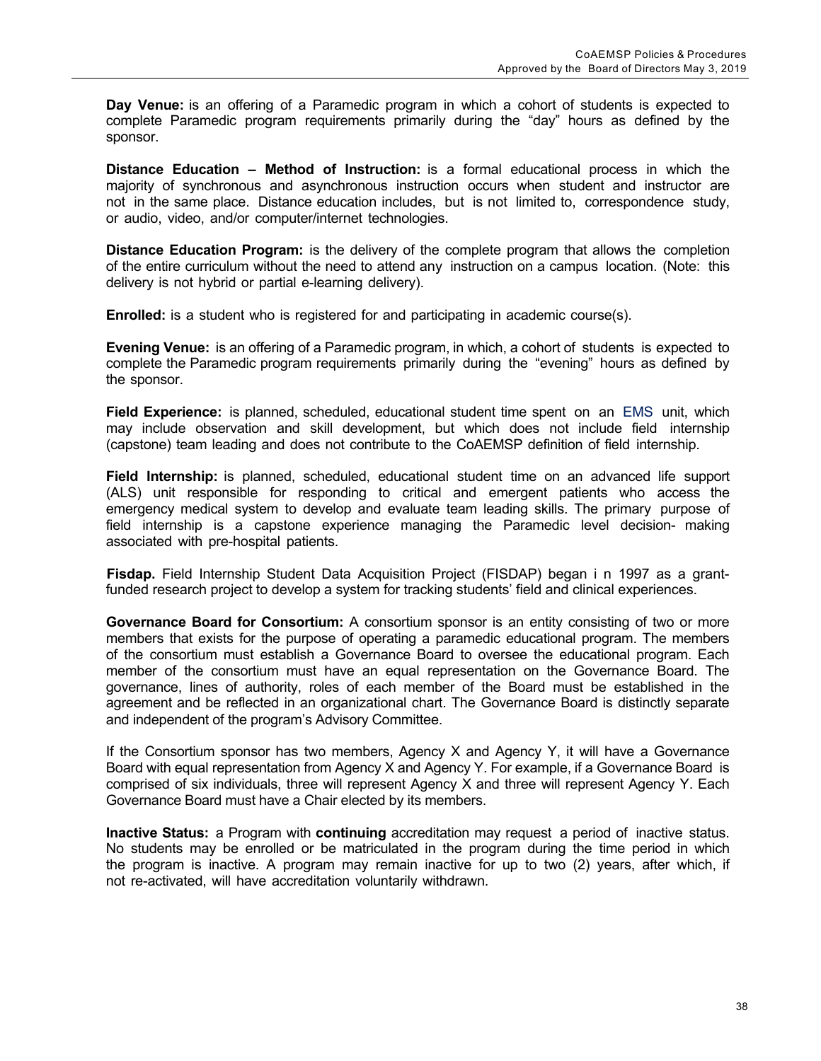**Day Venue:** is an offering of a Paramedic program in which a cohort of students is expected to complete Paramedic program requirements primarily during the "day" hours as defined by the sponsor.

**Distance Education – Method of Instruction:** is a formal educational process in which the majority of synchronous and asynchronous instruction occurs when student and instructor are not in the same place. Distance education includes, but is not limited to, correspondence study, or audio, video, and/or computer/internet technologies.

**Distance Education Program:** is the delivery of the complete program that allows the completion of the entire curriculum without the need to attend any instruction on a campus location. (Note: this delivery is not hybrid or partial e-learning delivery).

**Enrolled:** is a student who is registered for and participating in academic course(s).

**Evening Venue:** is an offering of a Paramedic program, in which, a cohort of students is expected to complete the Paramedic program requirements primarily during the "evening" hours as defined by the sponsor.

**Field Experience:** is planned, scheduled, educational student time spent on an EMS unit, which may include observation and skill development, but which does not include field internship (capstone) team leading and does not contribute to the CoAEMSP definition of field internship.

**Field Internship:** is planned, scheduled, educational student time on an advanced life support (ALS) unit responsible for responding to critical and emergent patients who access the emergency medical system to develop and evaluate team leading skills. The primary purpose of field internship is a capstone experience managing the Paramedic level decision- making associated with pre-hospital patients.

**Fisdap.** Field Internship Student Data Acquisition Project (FISDAP) began i n 1997 as a grant-funded research project to develop a system for tracking students' field and clinical experiences.

**Governance Board for Consortium:** A consortium sponsor is an entity consisting of two or more members that exists for the purpose of operating a paramedic educational program. The members of the consortium must establish a Governance Board to oversee the educational program. Each member of the consortium must have an equal representation on the Governance Board. The governance, lines of authority, roles of each member of the Board must be established in the agreement and be reflected in an organizational chart. The Governance Board is distinctly separate and independent of the program's Advisory Committee.

If the Consortium sponsor has two members, Agency X and Agency Y, it will have a Governance Board with equal representation from Agency X and Agency Y. For example, if a Governance Board is comprised of six individuals, three will represent Agency X and three will represent Agency Y. Each Governance Board must have a Chair elected by its members.

**Inactive Status:** a Program with **continuing** accreditation may request a period of inactive status. No students may be enrolled or be matriculated in the program during the time period in which the program is inactive. A program may remain inactive for up to two (2) years, after which, if not re-activated, will have accreditation voluntarily withdrawn.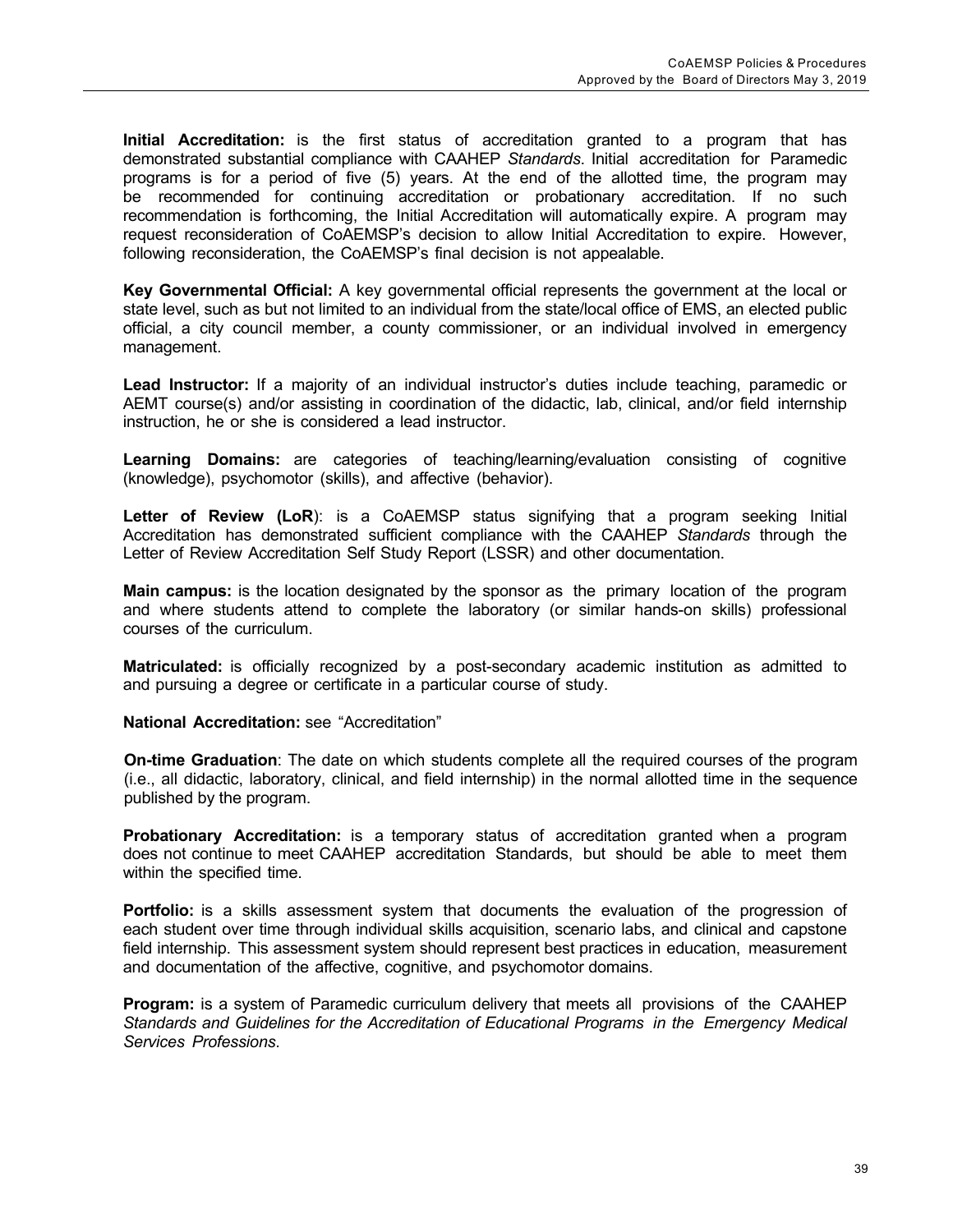**Initial Accreditation:** is the first status of accreditation granted to a program that has demonstrated substantial compliance with CAAHEP *Standards*. Initial accreditation for Paramedic programs is for a period of five (5) years. At the end of the allotted time, the program may be recommended for continuing accreditation or probationary accreditation. If no such recommendation is forthcoming, the Initial Accreditation will automatically expire. A program may request reconsideration of CoAEMSP's decision to allow Initial Accreditation to expire. However, following reconsideration, the CoAEMSP's final decision is not appealable.

**Key Governmental Official:** A key governmental official represents the government at the local or state level, such as but not limited to an individual from the state/local office of EMS, an elected public official, a city council member, a county commissioner, or an individual involved in emergency management.

**Lead Instructor:** If a majority of an individual instructor's duties include teaching, paramedic or AEMT course(s) and/or assisting in coordination of the didactic, lab, clinical, and/or field internship instruction, he or she is considered a lead instructor.

**Learning Domains:** are categories of teaching/learning/evaluation consisting of cognitive (knowledge), psychomotor (skills), and affective (behavior).

**Letter of Review (LoR**): is a CoAEMSP status signifying that a program seeking Initial Accreditation has demonstrated sufficient compliance with the CAAHEP *Standards* through the Letter of Review Accreditation Self Study Report (LSSR) and other documentation.

**Main campus:** is the location designated by the sponsor as the primary location of the program and where students attend to complete the laboratory (or similar hands-on skills) professional courses of the curriculum.

**Matriculated:** is officially recognized by a post-secondary academic institution as admitted to and pursuing a degree or certificate in a particular course of study.

**National Accreditation:** see "Accreditation"

**On-time Graduation**: The date on which students complete all the required courses of the program (i.e., all didactic, laboratory, clinical, and field internship) in the normal allotted time in the sequence published by the program.

**Probationary Accreditation:** is a temporary status of accreditation granted when a program does not continue to meet CAAHEP accreditation Standards, but should be able to meet them within the specified time.

**Portfolio:** is a skills assessment system that documents the evaluation of the progression of each student over time through individual skills acquisition, scenario labs, and clinical and capstone field internship. This assessment system should represent best practices in education, measurement and documentation of the affective, cognitive, and psychomotor domains.

**Program:** is a system of Paramedic curriculum delivery that meets all provisions of the CAAHEP *Standards and Guidelines for the Accreditation of Educational Programs in the Emergency Medical Services Professions*.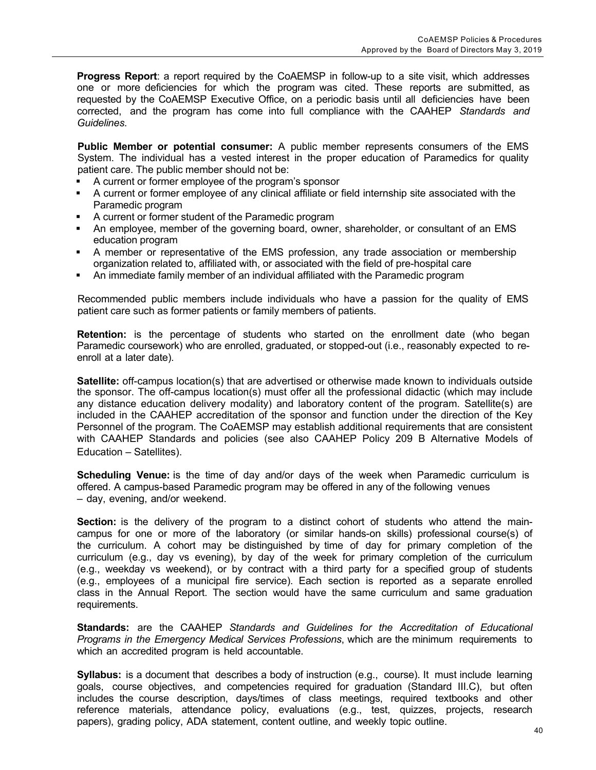**Progress Report**: a report required by the CoAEMSP in follow-up to a site visit, which addresses one or more deficiencies for which the program was cited. These reports are submitted, as requested by the CoAEMSP Executive Office, on a periodic basis until all deficiencies have been corrected, and the program has come into full compliance with the CAAHEP *Standards and Guidelines*.

**Public Member or potential consumer:** A public member represents consumers of the EMS System. The individual has a vested interest in the proper education of Paramedics for quality patient care. The public member should not be:

- A current or former employee of the program's sponsor
- A current or former employee of any clinical affiliate or field internship site associated with the Paramedic program
- A current or former student of the Paramedic program
- An employee, member of the governing board, owner, shareholder, or consultant of an EMS education program
- A member or representative of the EMS profession, any trade association or membership organization related to, affiliated with, or associated with the field of pre-hospital care
- An immediate family member of an individual affiliated with the Paramedic program

Recommended public members include individuals who have a passion for the quality of EMS patient care such as former patients or family members of patients.

**Retention:** is the percentage of students who started on the enrollment date (who began Paramedic coursework) who are enrolled, graduated, or stopped-out (i.e., reasonably expected to re-enroll at a later date).

**Satellite:** off-campus location(s) that are advertised or otherwise made known to individuals outside the sponsor. The off-campus location(s) must offer all the professional didactic (which may include any distance education delivery modality) and laboratory content of the program. Satellite(s) are included in the CAAHEP accreditation of the sponsor and function under the direction of the Key Personnel of the program. The CoAEMSP may establish additional requirements that are consistent with CAAHEP Standards and policies (see also CAAHEP Policy 209 B Alternative Models of Education – Satellites).

**Scheduling Venue:** is the time of day and/or days of the week when Paramedic curriculum is offered. A campus-based Paramedic program may be offered in any of the following venues – day, evening, and/or weekend.

**Section:** is the delivery of the program to a distinct cohort of students who attend the main-campus for one or more of the laboratory (or similar hands-on skills) professional course(s) of the curriculum. A cohort may be distinguished by time of day for primary completion of the curriculum (e.g., day vs evening), by day of the week for primary completion of the curriculum (e.g., weekday vs weekend), or by contract with a third party for a specified group of students (e.g., employees of a municipal fire service). Each section is reported as a separate enrolled class in the Annual Report. The section would have the same curriculum and same graduation requirements.

**Standards:** are the CAAHEP *Standards and Guidelines for the Accreditation of Educational Programs in the Emergency Medical Services Professions*, which are the minimum requirements to which an accredited program is held accountable.

**Syllabus:** is a document that describes a body of instruction (e.g., course). It must include learning goals, course objectives, and competencies required for graduation (Standard III.C), but often includes the course description, days/times of class meetings, required textbooks and other reference materials, attendance policy, evaluations (e.g., test, quizzes, projects, research papers), grading policy, ADA statement, content outline, and weekly topic outline.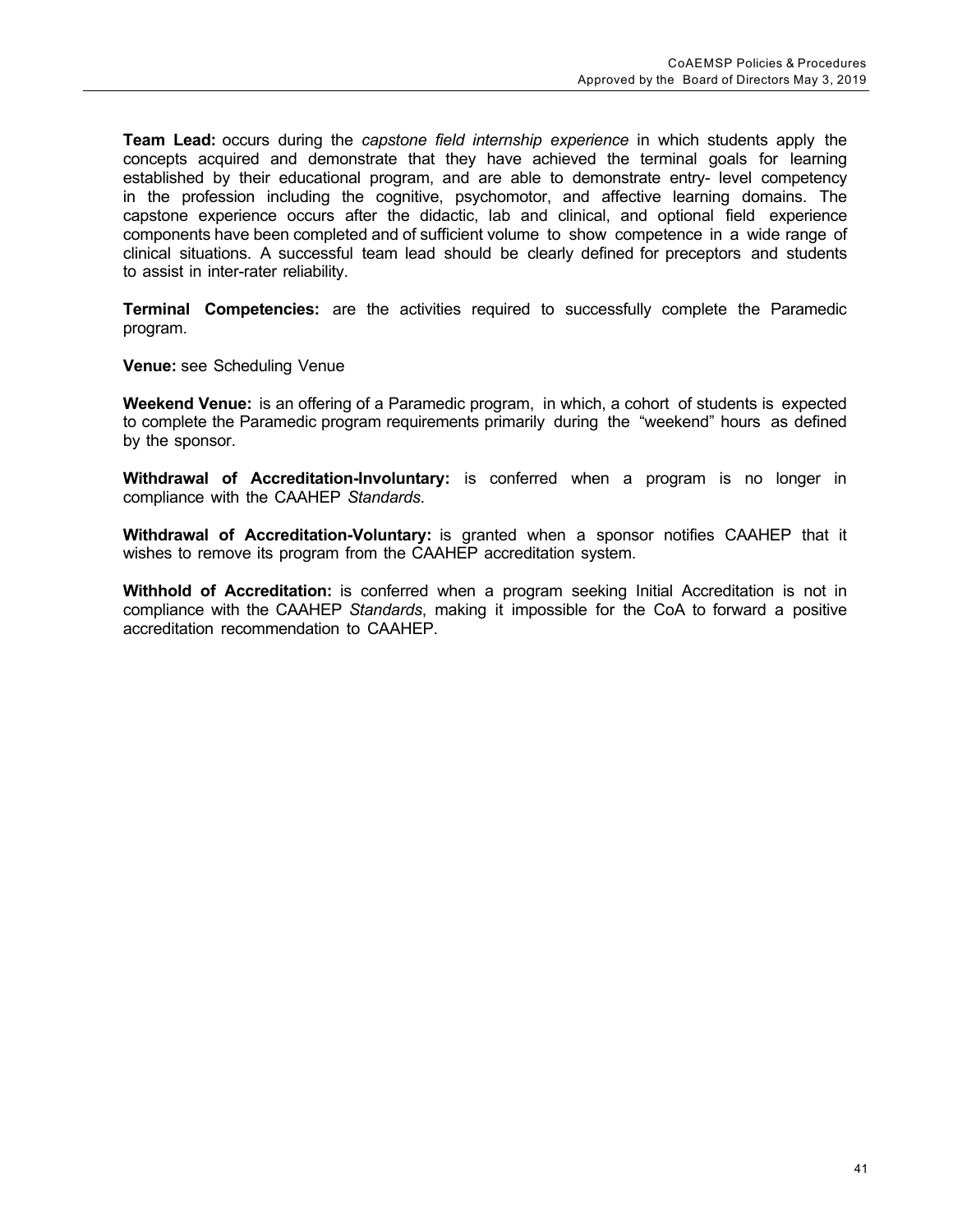**Team Lead:** occurs during the *capstone field internship experience* in which students apply the concepts acquired and demonstrate that they have achieved the terminal goals for learning established by their educational program, and are able to demonstrate entry- level competency in the profession including the cognitive, psychomotor, and affective learning domains. The capstone experience occurs after the didactic, lab and clinical, and optional field experience components have been completed and of sufficient volume to show competence in a wide range of clinical situations. A successful team lead should be clearly defined for preceptors and students to assist in inter-rater reliability.

**Terminal Competencies:** are the activities required to successfully complete the Paramedic program.

**Venue:** see Scheduling Venue

**Weekend Venue:** is an offering of a Paramedic program, in which, a cohort of students is expected to complete the Paramedic program requirements primarily during the "weekend" hours as defined by the sponsor.

**Withdrawal of Accreditation-Involuntary:** is conferred when a program is no longer in compliance with the CAAHEP *Standards*.

**Withdrawal of Accreditation-Voluntary:** is granted when a sponsor notifies CAAHEP that it wishes to remove its program from the CAAHEP accreditation system.

**Withhold of Accreditation:** is conferred when a program seeking Initial Accreditation is not in compliance with the CAAHEP *Standards*, making it impossible for the CoA to forward a positive accreditation recommendation to CAAHEP.